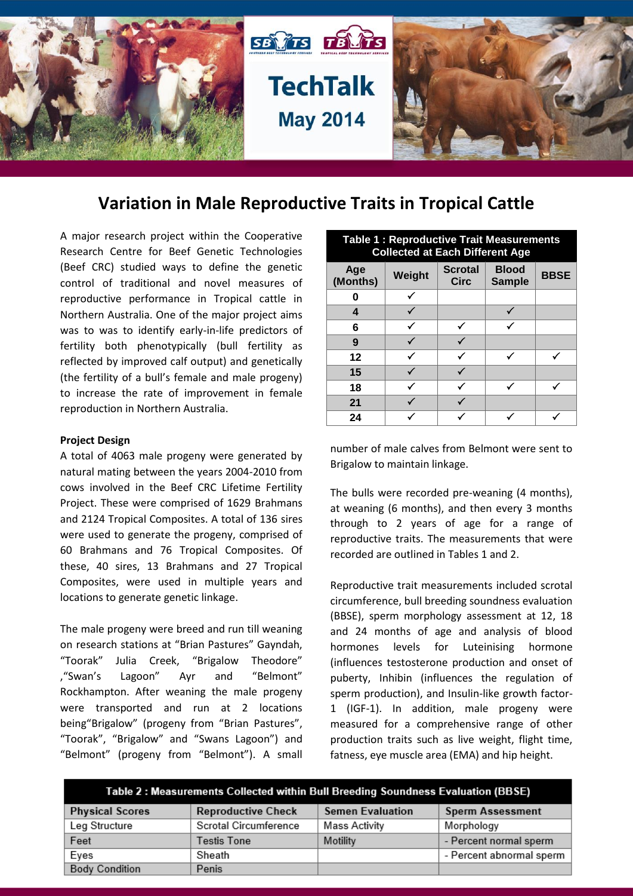TechTalk

May 2014

# Variation in Male Reproductive Traits in Tropical Cattle

A major research project within the Cooperative Research Centre for Beef Genetic Technologies (Beef CRC) studied ways to define the genetic control of traditional and novel measures of reproductive performance in Tropical cattle in Northern Australia. One of the major project aims was to was to identify early-in-life predictors of fertility both phenotypically (bull fertility as reflected by improved calf output) and genetically (the fertility of a bull's female and male progeny) to increase the rate of improvement in female reproduction in Northern Australia.

**Project Design**

A total of 4063 male progeny were generated by natural mating between the years 2004-2010 from cows involved in the Beef CRC Lifetime Fertility Project. These were comprised of 1629 Brahmans and 2124 Tropical Composites. A total of 136 sires were used to generate the progeny, comprised of 60 Brahmans and 76 Tropical Composites. Of these, 40 sires, 13 Brahmans and 27 Tropical Composites, were used in multiple years and locations to generate genetic linkage.

The male progeny were breed and run till weaning on research stations at "Brian Pastures" Gayndah, "Toorak" Julia Creek, "Brigalow Theodore" ,"Swan's Lagoon" Ayr and "Belmont" Rockhampton. After weaning the male progeny were transported and run at 2 locations being"Brigalow" (progeny from "Brian Pastures", "Toorak", "Brigalow" and "Swans Lagoon") and "Belmont" (progeny from "Belmont"). A small number of male calves from Belmont were sent to Brigalow to maintain linkage.

**Table 1 : Reproductive Trait Measurements Collected at Each Different Age**

| Age (Months) | Weight | Scrotal Circ | Blood Sample | BBSE |
|---|---|---|---|---|
| 0 | ✓ | | | |
| 4 | ✓ | | ✓ | |
| 6 | ✓ | ✓ | ✓ | |
| 9 | ✓ | ✓ | | |
| 12 | ✓ | ✓ | ✓ | ✓ |
| 15 | ✓ | ✓ | | |
| 18 | ✓ | ✓ | ✓ | ✓ |
| 21 | ✓ | ✓ | | |
| 24 | ✓ | ✓ | ✓ | ✓ |

The bulls were recorded pre-weaning (4 months), at weaning (6 months), and then every 3 months through to 2 years of age for a range of reproductive traits. The measurements that were recorded are outlined in Tables 1 and 2.

Reproductive trait measurements included scrotal circumference, bull breeding soundness evaluation (BBSE), sperm morphology assessment at 12, 18 and 24 months of age and analysis of blood hormones levels for Luteinising hormone (influences testosterone production and onset of puberty, Inhibin (influences the regulation of sperm production), and Insulin-like growth factor-1 (IGF-1). In addition, male progeny were measured for a comprehensive range of other production traits such as live weight, flight time, fatness, eye muscle area (EMA) and hip height.

**Table 2 : Measurements Collected within Bull Breeding Soundness Evaluation (BBSE)**

| Physical Scores | Reproductive Check | Semen Evaluation | Sperm Assessment |
|---|---|---|---|
| Leg Structure | Scrotal Circumference | Mass Activity | Morphology |
| Feet | Testis Tone | Motility | - Percent normal sperm |
| Eyes | Sheath | | - Percent abnormal sperm |
| Body Condition | Penis | | |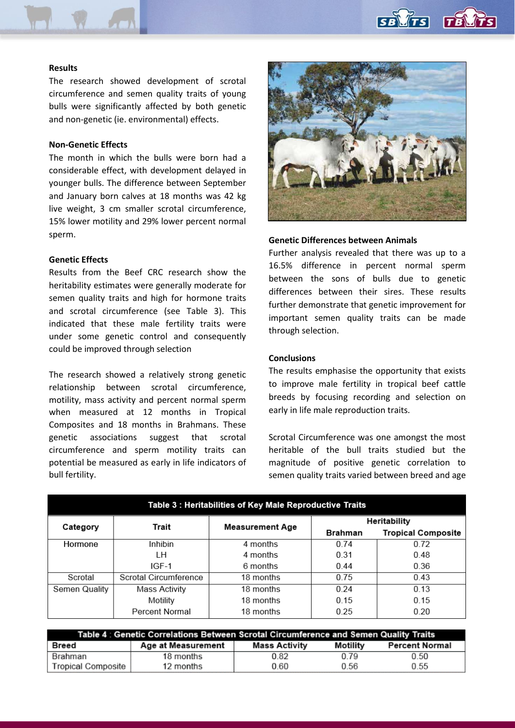### Results

The research showed development of scrotal circumference and semen quality traits of young bulls were significantly affected by both genetic and non-genetic (ie. environmental) effects.

### Non-Genetic Effects

The month in which the bulls were born had a considerable effect, with development delayed in younger bulls. The difference between September and January born calves at 18 months was 42 kg live weight, 3 cm smaller scrotal circumference, 15% lower motility and 29% lower percent normal sperm.

### Genetic Effects

Results from the Beef CRC research show the heritability estimates were generally moderate for semen quality traits and high for hormone traits and scrotal circumference (see Table 3). This indicated that these male fertility traits were under some genetic control and consequently could be improved through selection

The research showed a relatively strong genetic relationship between scrotal circumference, motility, mass activity and percent normal sperm when measured at 12 months in Tropical Composites and 18 months in Brahmans. These genetic associations suggest that scrotal circumference and sperm motility traits can potential be measured as early in life indicators of bull fertility.

### Genetic Differences between Animals

Further analysis revealed that there was up to a 16.5% difference in percent normal sperm between the sons of bulls due to genetic differences between their sires. These results further demonstrate that genetic improvement for important semen quality traits can be made through selection.

### Conclusions

The results emphasise the opportunity that exists to improve male fertility in tropical beef cattle breeds by focusing recording and selection on early in life male reproduction traits.

Scrotal Circumference was one amongst the most heritable of the bull traits studied but the magnitude of positive genetic correlation to semen quality traits varied between breed and age

**Table 3 : Heritabilities of Key Male Reproductive Traits**

| Category | Trait | Measurement Age | Heritability | |
|---|---|---|---|---|
| | | | Brahman | Tropical Composite |
| Hormone | Inhibin | 4 months | 0.74 | 0.72 |
| | LH | 4 months | 0.31 | 0.48 |
| | IGF-1 | 6 months | 0.44 | 0.36 |
| Scrotal | Scrotal Circumference | 18 months | 0.75 | 0.43 |
| Semen Quality | Mass Activity | 18 months | 0.24 | 0.13 |
| | Motility | 18 months | 0.15 | 0.15 |
| | Percent Normal | 18 months | 0.25 | 0.20 |

**Table 4 : Genetic Correlations Between Scrotal Circumference and Semen Quality Traits**

| Breed | Age at Measurement | Mass Activity | Motility | Percent Normal |
|---|---|---|---|---|
| Brahman | 18 months | 0.82 | 0.79 | 0.50 |
| Tropical Composite | 12 months | 0.60 | 0.56 | 0.55 |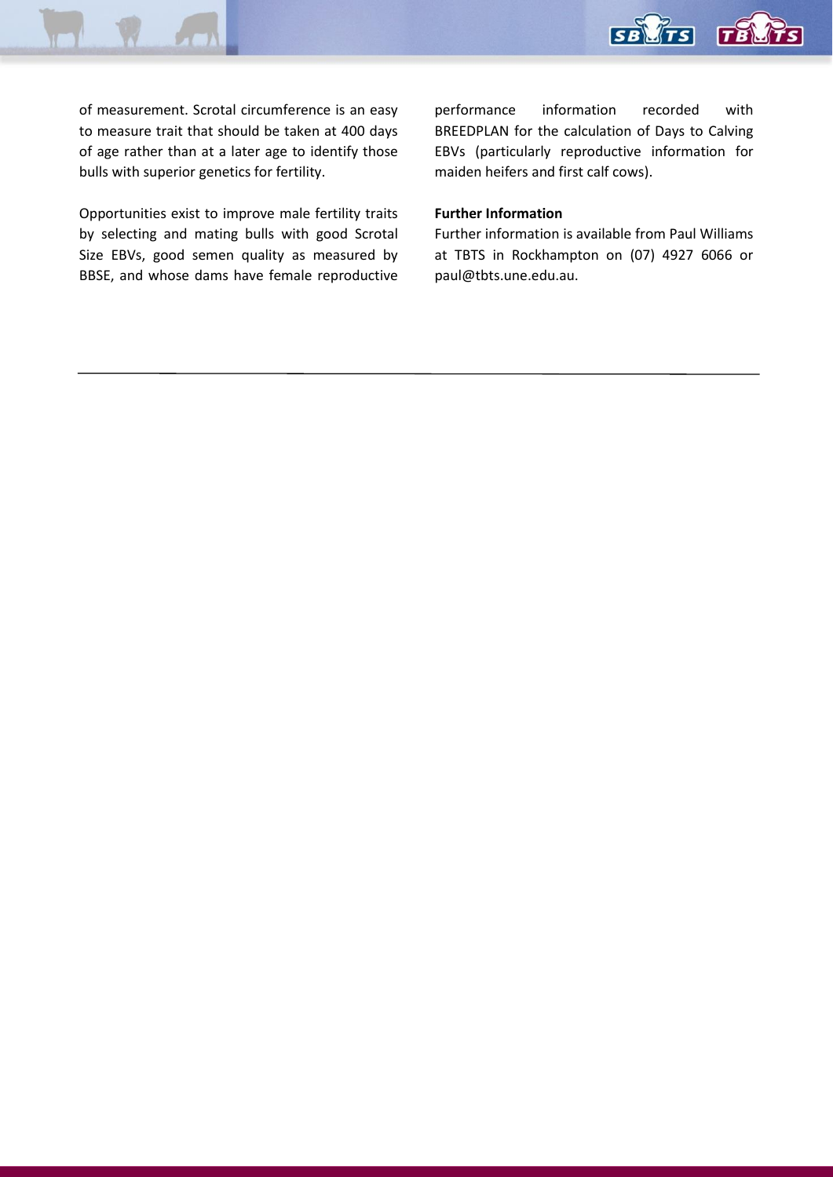of measurement. Scrotal circumference is an easy to measure trait that should be taken at 400 days of age rather than at a later age to identify those bulls with superior genetics for fertility.

Opportunities exist to improve male fertility traits by selecting and mating bulls with good Scrotal Size EBVs, good semen quality as measured by BBSE, and whose dams have female reproductive performance information recorded with BREEDPLAN for the calculation of Days to Calving EBVs (particularly reproductive information for maiden heifers and first calf cows).

**Further Information**

Further information is available from Paul Williams at TBTS in Rockhampton on (07) 4927 6066 or paul@tbts.une.edu.au.